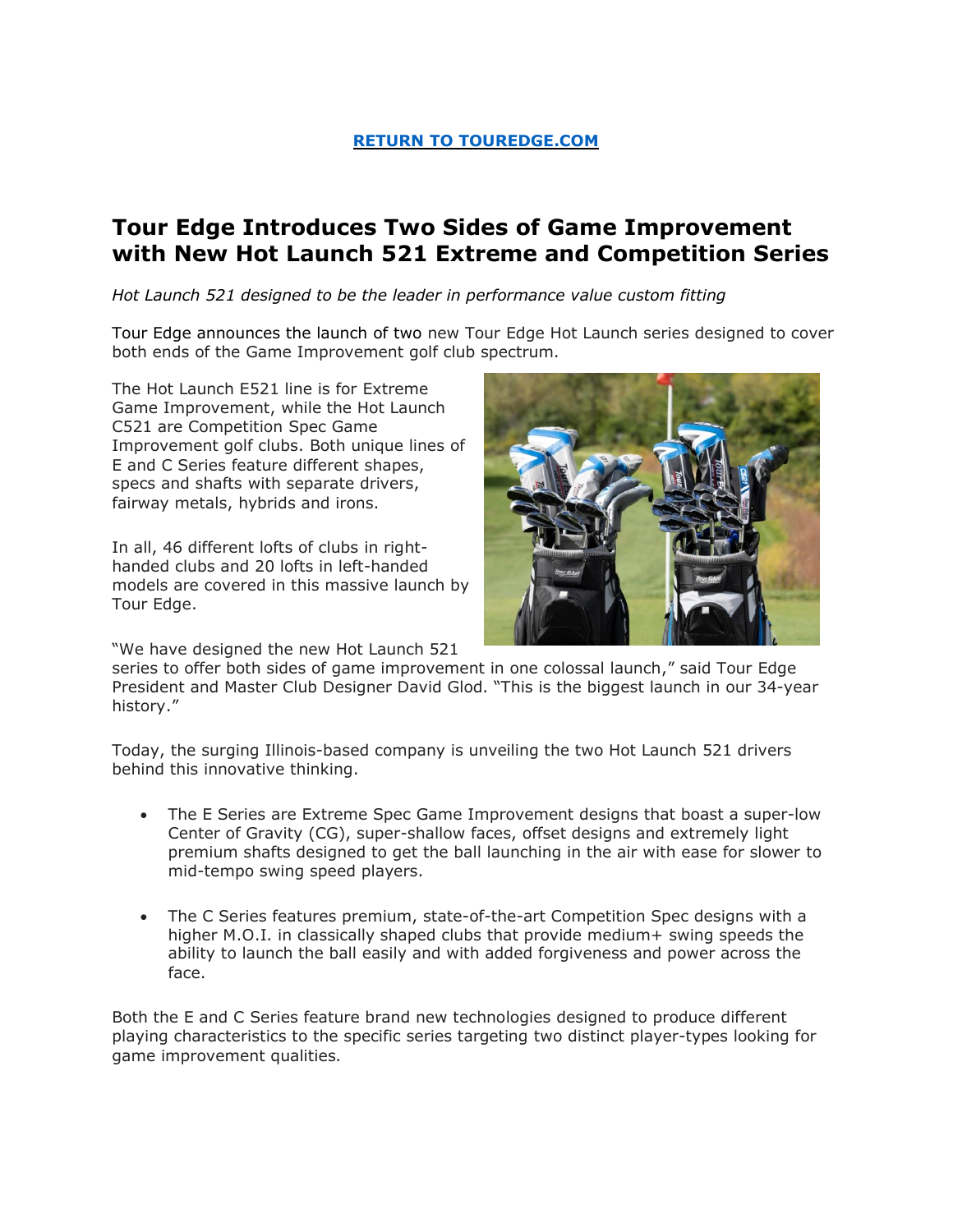[RETURN TO TOUREDGE.COM](https://touredge.com)

# Tour Edge Introduces Two Sides of Game Improvement with New Hot Launch 521 Extreme and Competition Series

*Hot Launch 521 designed to be the leader in performance value custom fitting*

Tour Edge announces the launch of two new Tour Edge Hot Launch series designed to cover both ends of the Game Improvement golf club spectrum.

The Hot Launch E521 line is for Extreme Game Improvement, while the Hot Launch C521 are Competition Spec Game Improvement golf clubs. Both unique lines of E and C Series feature different shapes, specs and shafts with separate drivers, fairway metals, hybrids and irons.

In all, 46 different lofts of clubs in right-handed clubs and 20 lofts in left-handed models are covered in this massive launch by Tour Edge.

"We have designed the new Hot Launch 521 series to offer both sides of game improvement in one colossal launch," said Tour Edge President and Master Club Designer David Glod. "This is the biggest launch in our 34-year history."

Today, the surging Illinois-based company is unveiling the two Hot Launch 521 drivers behind this innovative thinking.

- The E Series are Extreme Spec Game Improvement designs that boast a super-low Center of Gravity (CG), super-shallow faces, offset designs and extremely light premium shafts designed to get the ball launching in the air with ease for slower to mid-tempo swing speed players.
- The C Series features premium, state-of-the-art Competition Spec designs with a higher M.O.I. in classically shaped clubs that provide medium+ swing speeds the ability to launch the ball easily and with added forgiveness and power across the face.

Both the E and C Series feature brand new technologies designed to produce different playing characteristics to the specific series targeting two distinct player-types looking for game improvement qualities.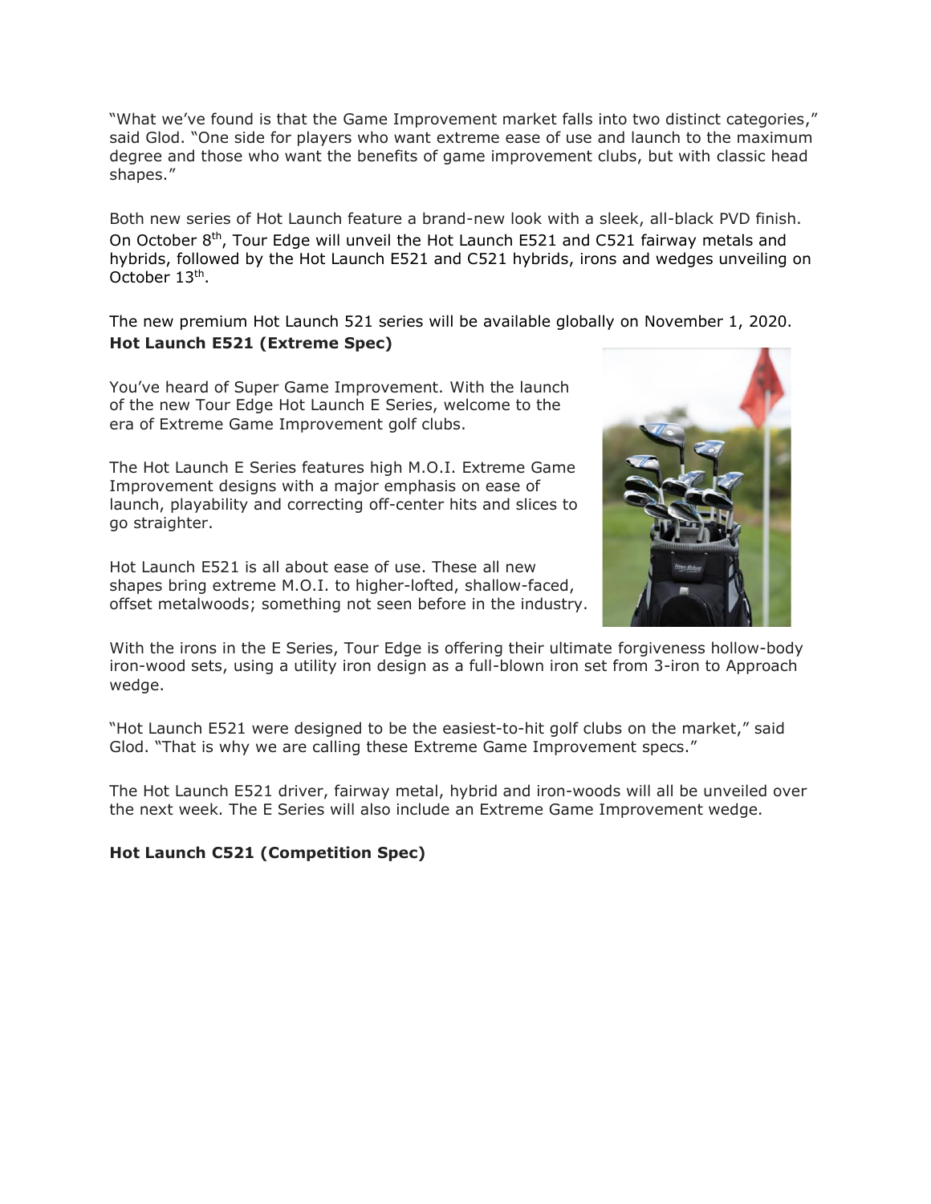"What we've found is that the Game Improvement market falls into two distinct categories," said Glod. "One side for players who want extreme ease of use and launch to the maximum degree and those who want the benefits of game improvement clubs, but with classic head shapes."

Both new series of Hot Launch feature a brand-new look with a sleek, all-black PVD finish. On October 8th, Tour Edge will unveil the Hot Launch E521 and C521 fairway metals and hybrids, followed by the Hot Launch E521 and C521 hybrids, irons and wedges unveiling on October 13th.

The new premium Hot Launch 521 series will be available globally on November 1, 2020.

**Hot Launch E521 (Extreme Spec)**

You've heard of Super Game Improvement. With the launch of the new Tour Edge Hot Launch E Series, welcome to the era of Extreme Game Improvement golf clubs.

The Hot Launch E Series features high M.O.I. Extreme Game Improvement designs with a major emphasis on ease of launch, playability and correcting off-center hits and slices to go straighter.

Hot Launch E521 is all about ease of use. These all new shapes bring extreme M.O.I. to higher-lofted, shallow-faced, offset metalwoods; something not seen before in the industry.

With the irons in the E Series, Tour Edge is offering their ultimate forgiveness hollow-body iron-wood sets, using a utility iron design as a full-blown iron set from 3-iron to Approach wedge.

"Hot Launch E521 were designed to be the easiest-to-hit golf clubs on the market," said Glod. "That is why we are calling these Extreme Game Improvement specs."

The Hot Launch E521 driver, fairway metal, hybrid and iron-woods will all be unveiled over the next week. The E Series will also include an Extreme Game Improvement wedge.

**Hot Launch C521 (Competition Spec)**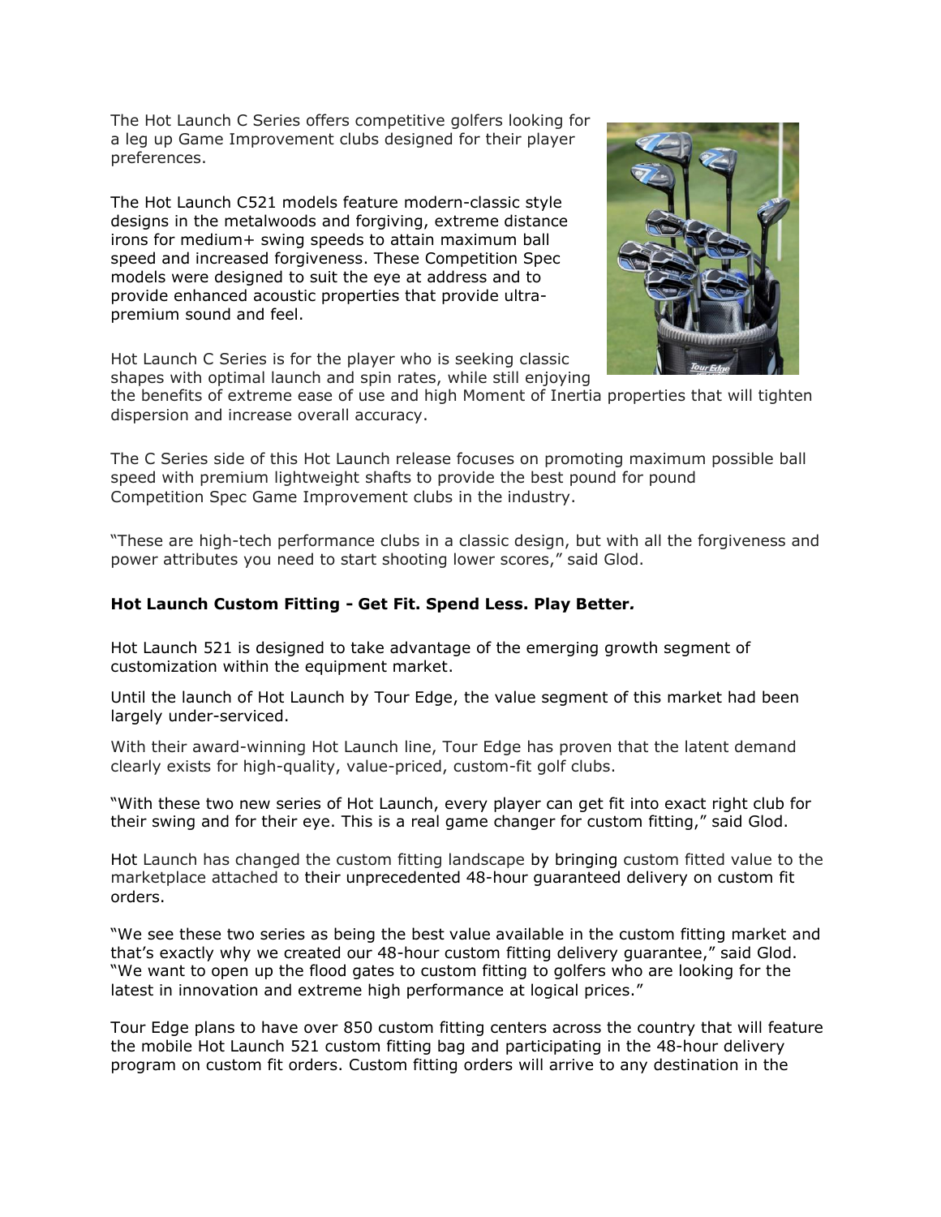The Hot Launch C Series offers competitive golfers looking for a leg up Game Improvement clubs designed for their player preferences.

The Hot Launch C521 models feature modern-classic style designs in the metalwoods and forgiving, extreme distance irons for medium+ swing speeds to attain maximum ball speed and increased forgiveness. These Competition Spec models were designed to suit the eye at address and to provide enhanced acoustic properties that provide ultra-premium sound and feel.

Hot Launch C Series is for the player who is seeking classic shapes with optimal launch and spin rates, while still enjoying the benefits of extreme ease of use and high Moment of Inertia properties that will tighten dispersion and increase overall accuracy.

The C Series side of this Hot Launch release focuses on promoting maximum possible ball speed with premium lightweight shafts to provide the best pound for pound Competition Spec Game Improvement clubs in the industry.

"These are high-tech performance clubs in a classic design, but with all the forgiveness and power attributes you need to start shooting lower scores," said Glod.

**Hot Launch Custom Fitting - Get Fit. Spend Less. Play Better*.***

Hot Launch 521 is designed to take advantage of the emerging growth segment of customization within the equipment market.

Until the launch of Hot Launch by Tour Edge, the value segment of this market had been largely under-serviced.

With their award-winning Hot Launch line, Tour Edge has proven that the latent demand clearly exists for high-quality, value-priced, custom-fit golf clubs.

"With these two new series of Hot Launch, every player can get fit into exact right club for their swing and for their eye. This is a real game changer for custom fitting," said Glod.

Hot Launch has changed the custom fitting landscape by bringing custom fitted value to the marketplace attached to their unprecedented 48-hour guaranteed delivery on custom fit orders.

"We see these two series as being the best value available in the custom fitting market and that's exactly why we created our 48-hour custom fitting delivery guarantee," said Glod. "We want to open up the flood gates to custom fitting to golfers who are looking for the latest in innovation and extreme high performance at logical prices."

Tour Edge plans to have over 850 custom fitting centers across the country that will feature the mobile Hot Launch 521 custom fitting bag and participating in the 48-hour delivery program on custom fit orders. Custom fitting orders will arrive to any destination in the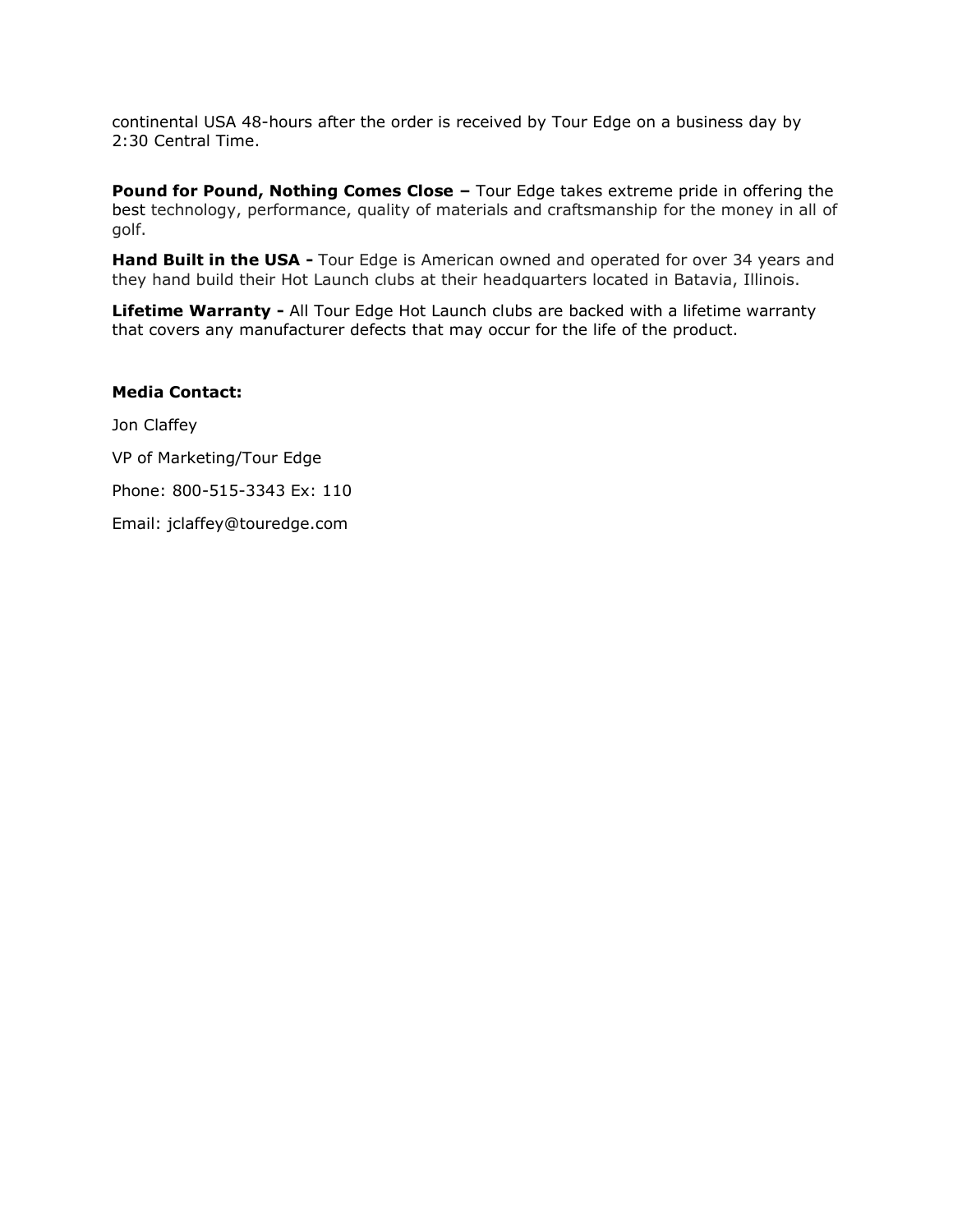continental USA 48-hours after the order is received by Tour Edge on a business day by 2:30 Central Time.

**Pound for Pound, Nothing Comes Close –** Tour Edge takes extreme pride in offering the best technology, performance, quality of materials and craftsmanship for the money in all of golf.

**Hand Built in the USA -** Tour Edge is American owned and operated for over 34 years and they hand build their Hot Launch clubs at their headquarters located in Batavia, Illinois.

**Lifetime Warranty -** All Tour Edge Hot Launch clubs are backed with a lifetime warranty that covers any manufacturer defects that may occur for the life of the product.

**Media Contact:**

Jon Claffey

VP of Marketing/Tour Edge

Phone: 800-515-3343 Ex: 110

Email: jclaffey@touredge.com